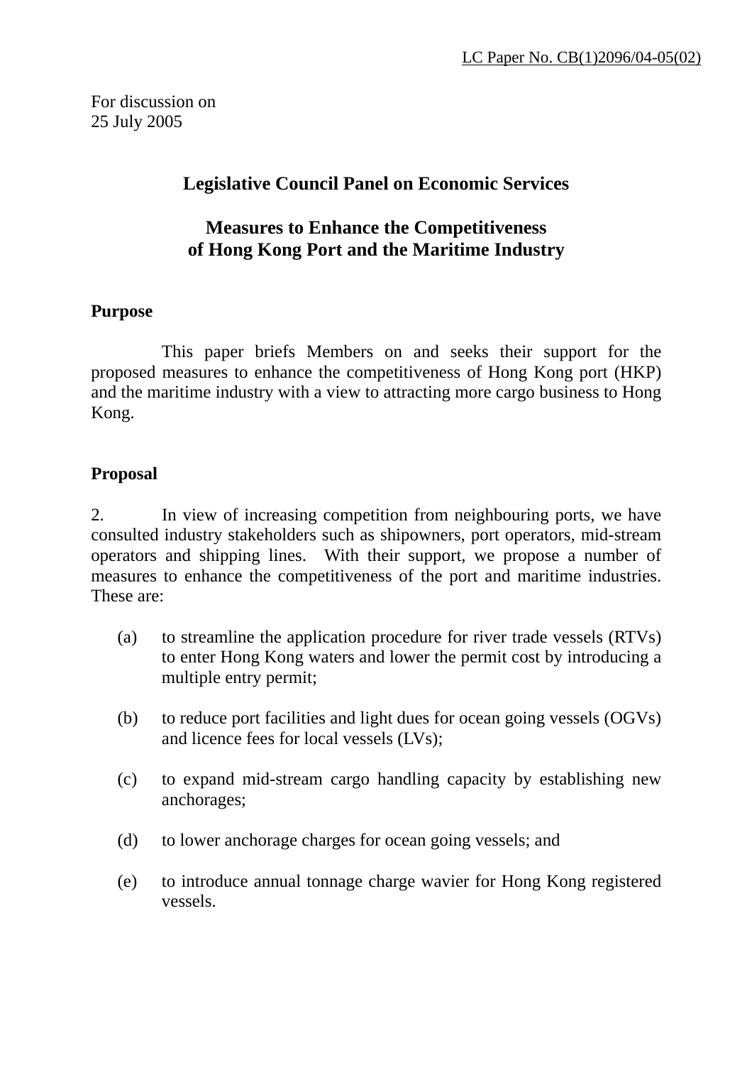LC Paper No. CB(1)2096/04-05(02)

For discussion on
25 July 2005

## Legislative Council Panel on Economic Services

## Measures to Enhance the Competitiveness of Hong Kong Port and the Maritime Industry

### Purpose

This paper briefs Members on and seeks their support for the proposed measures to enhance the competitiveness of Hong Kong port (HKP) and the maritime industry with a view to attracting more cargo business to Hong Kong.

### Proposal

2. In view of increasing competition from neighbouring ports, we have consulted industry stakeholders such as shipowners, port operators, mid-stream operators and shipping lines. With their support, we propose a number of measures to enhance the competitiveness of the port and maritime industries. These are:

(a) to streamline the application procedure for river trade vessels (RTVs) to enter Hong Kong waters and lower the permit cost by introducing a multiple entry permit;

(b) to reduce port facilities and light dues for ocean going vessels (OGVs) and licence fees for local vessels (LVs);

(c) to expand mid-stream cargo handling capacity by establishing new anchorages;

(d) to lower anchorage charges for ocean going vessels; and

(e) to introduce annual tonnage charge wavier for Hong Kong registered vessels.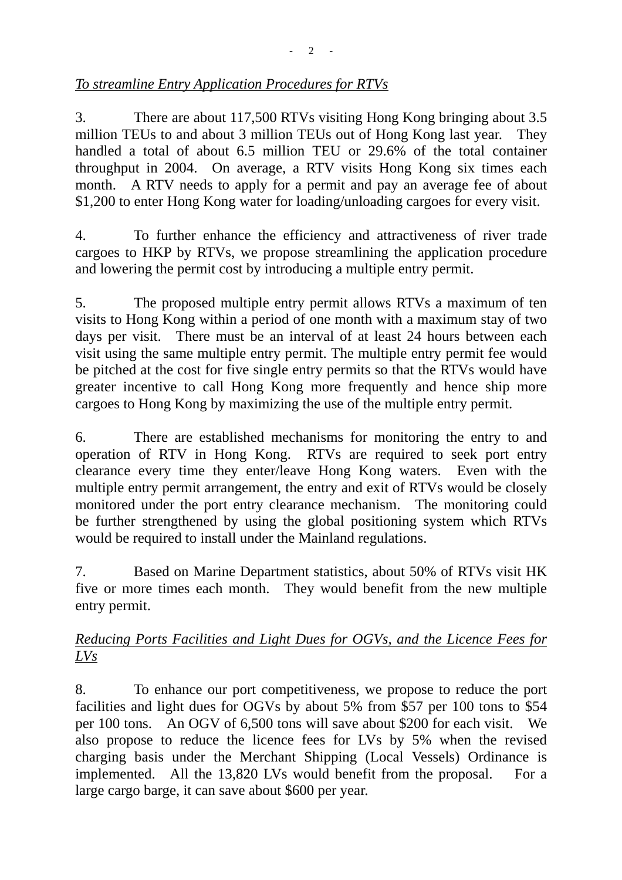*To streamline Entry Application Procedures for RTVs*

3. There are about 117,500 RTVs visiting Hong Kong bringing about 3.5 million TEUs to and about 3 million TEUs out of Hong Kong last year. They handled a total of about 6.5 million TEU or 29.6% of the total container throughput in 2004. On average, a RTV visits Hong Kong six times each month. A RTV needs to apply for a permit and pay an average fee of about $1,200 to enter Hong Kong water for loading/unloading cargoes for every visit.

4. To further enhance the efficiency and attractiveness of river trade cargoes to HKP by RTVs, we propose streamlining the application procedure and lowering the permit cost by introducing a multiple entry permit.

5. The proposed multiple entry permit allows RTVs a maximum of ten visits to Hong Kong within a period of one month with a maximum stay of two days per visit. There must be an interval of at least 24 hours between each visit using the same multiple entry permit. The multiple entry permit fee would be pitched at the cost for five single entry permits so that the RTVs would have greater incentive to call Hong Kong more frequently and hence ship more cargoes to Hong Kong by maximizing the use of the multiple entry permit.

6. There are established mechanisms for monitoring the entry to and operation of RTV in Hong Kong. RTVs are required to seek port entry clearance every time they enter/leave Hong Kong waters. Even with the multiple entry permit arrangement, the entry and exit of RTVs would be closely monitored under the port entry clearance mechanism. The monitoring could be further strengthened by using the global positioning system which RTVs would be required to install under the Mainland regulations.

7. Based on Marine Department statistics, about 50% of RTVs visit HK five or more times each month. They would benefit from the new multiple entry permit.

*Reducing Ports Facilities and Light Dues for OGVs, and the Licence Fees for LVs*

8. To enhance our port competitiveness, we propose to reduce the port facilities and light dues for OGVs by about 5% from $57 per 100 tons to $54 per 100 tons. An OGV of 6,500 tons will save about $200 for each visit. We also propose to reduce the licence fees for LVs by 5% when the revised charging basis under the Merchant Shipping (Local Vessels) Ordinance is implemented. All the 13,820 LVs would benefit from the proposal. For a large cargo barge, it can save about $600 per year.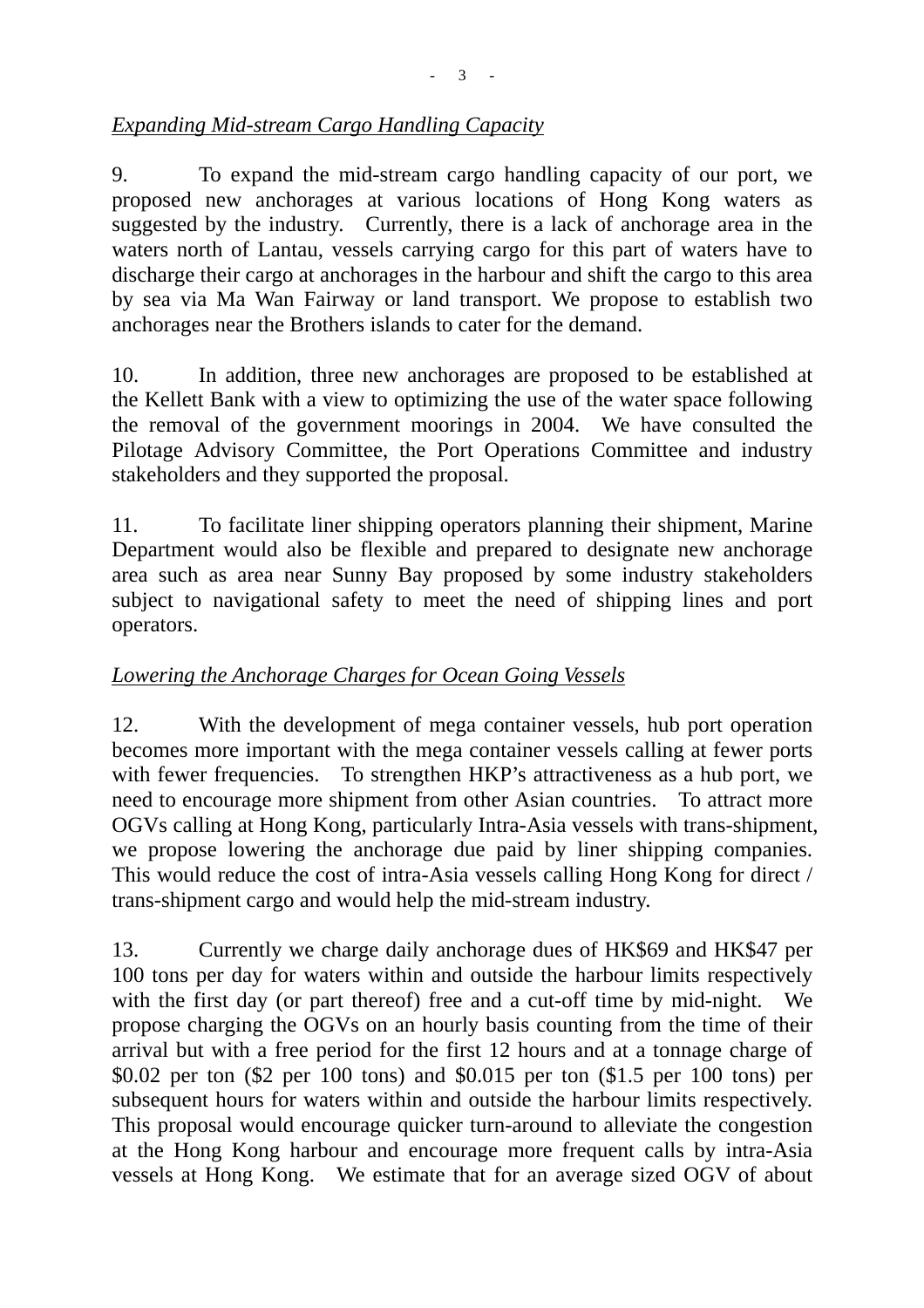*<u>Expanding Mid-stream Cargo Handling Capacity</u>*

9. To expand the mid-stream cargo handling capacity of our port, we proposed new anchorages at various locations of Hong Kong waters as suggested by the industry. Currently, there is a lack of anchorage area in the waters north of Lantau, vessels carrying cargo for this part of waters have to discharge their cargo at anchorages in the harbour and shift the cargo to this area by sea via Ma Wan Fairway or land transport. We propose to establish two anchorages near the Brothers islands to cater for the demand.

10. In addition, three new anchorages are proposed to be established at the Kellett Bank with a view to optimizing the use of the water space following the removal of the government moorings in 2004. We have consulted the Pilotage Advisory Committee, the Port Operations Committee and industry stakeholders and they supported the proposal.

11. To facilitate liner shipping operators planning their shipment, Marine Department would also be flexible and prepared to designate new anchorage area such as area near Sunny Bay proposed by some industry stakeholders subject to navigational safety to meet the need of shipping lines and port operators.

*<u>Lowering the Anchorage Charges for Ocean Going Vessels</u>*

12. With the development of mega container vessels, hub port operation becomes more important with the mega container vessels calling at fewer ports with fewer frequencies. To strengthen HKP's attractiveness as a hub port, we need to encourage more shipment from other Asian countries. To attract more OGVs calling at Hong Kong, particularly Intra-Asia vessels with trans-shipment, we propose lowering the anchorage due paid by liner shipping companies. This would reduce the cost of intra-Asia vessels calling Hong Kong for direct / trans-shipment cargo and would help the mid-stream industry.

13. Currently we charge daily anchorage dues of HK$69 and HK$47 per 100 tons per day for waters within and outside the harbour limits respectively with the first day (or part thereof) free and a cut-off time by mid-night. We propose charging the OGVs on an hourly basis counting from the time of their arrival but with a free period for the first 12 hours and at a tonnage charge of $0.02 per ton ($2 per 100 tons) and $0.015 per ton ($1.5 per 100 tons) per subsequent hours for waters within and outside the harbour limits respectively. This proposal would encourage quicker turn-around to alleviate the congestion at the Hong Kong harbour and encourage more frequent calls by intra-Asia vessels at Hong Kong. We estimate that for an average sized OGV of about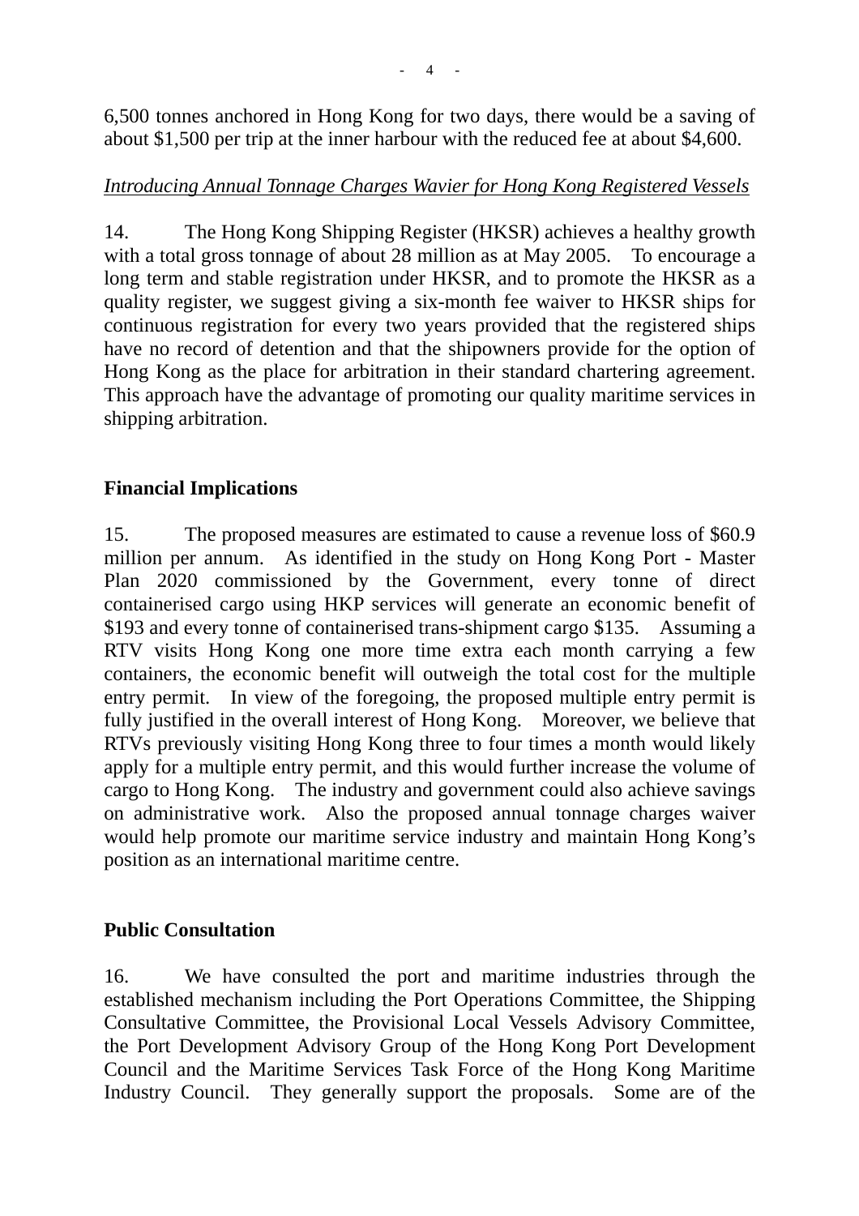6,500 tonnes anchored in Hong Kong for two days, there would be a saving of about $1,500 per trip at the inner harbour with the reduced fee at about $4,600.

*Introducing Annual Tonnage Charges Wavier for Hong Kong Registered Vessels*

14. The Hong Kong Shipping Register (HKSR) achieves a healthy growth with a total gross tonnage of about 28 million as at May 2005. To encourage a long term and stable registration under HKSR, and to promote the HKSR as a quality register, we suggest giving a six-month fee waiver to HKSR ships for continuous registration for every two years provided that the registered ships have no record of detention and that the shipowners provide for the option of Hong Kong as the place for arbitration in their standard chartering agreement. This approach have the advantage of promoting our quality maritime services in shipping arbitration.

## Financial Implications

15. The proposed measures are estimated to cause a revenue loss of $60.9 million per annum. As identified in the study on Hong Kong Port - Master Plan 2020 commissioned by the Government, every tonne of direct containerised cargo using HKP services will generate an economic benefit of $193 and every tonne of containerised trans-shipment cargo $135. Assuming a RTV visits Hong Kong one more time extra each month carrying a few containers, the economic benefit will outweigh the total cost for the multiple entry permit. In view of the foregoing, the proposed multiple entry permit is fully justified in the overall interest of Hong Kong. Moreover, we believe that RTVs previously visiting Hong Kong three to four times a month would likely apply for a multiple entry permit, and this would further increase the volume of cargo to Hong Kong. The industry and government could also achieve savings on administrative work. Also the proposed annual tonnage charges waiver would help promote our maritime service industry and maintain Hong Kong's position as an international maritime centre.

## Public Consultation

16. We have consulted the port and maritime industries through the established mechanism including the Port Operations Committee, the Shipping Consultative Committee, the Provisional Local Vessels Advisory Committee, the Port Development Advisory Group of the Hong Kong Port Development Council and the Maritime Services Task Force of the Hong Kong Maritime Industry Council. They generally support the proposals. Some are of the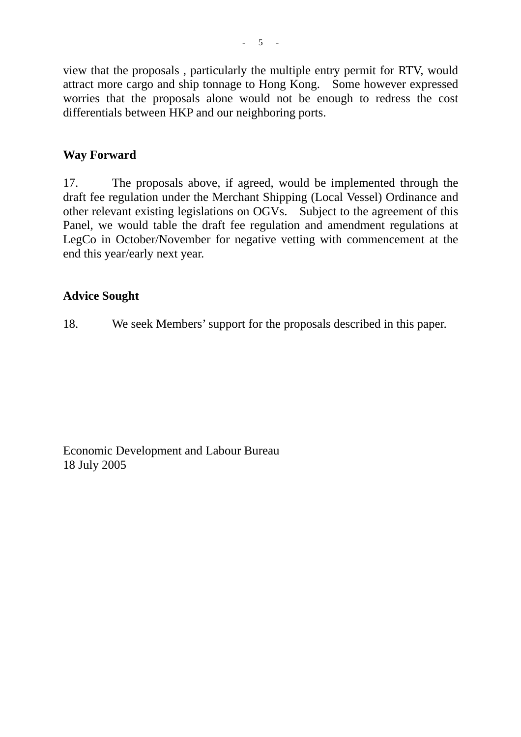view that the proposals , particularly the multiple entry permit for RTV, would attract more cargo and ship tonnage to Hong Kong. Some however expressed worries that the proposals alone would not be enough to redress the cost differentials between HKP and our neighboring ports.

## Way Forward

17. The proposals above, if agreed, would be implemented through the draft fee regulation under the Merchant Shipping (Local Vessel) Ordinance and other relevant existing legislations on OGVs. Subject to the agreement of this Panel, we would table the draft fee regulation and amendment regulations at LegCo in October/November for negative vetting with commencement at the end this year/early next year.

## Advice Sought

18. We seek Members' support for the proposals described in this paper.

Economic Development and Labour Bureau
18 July 2005